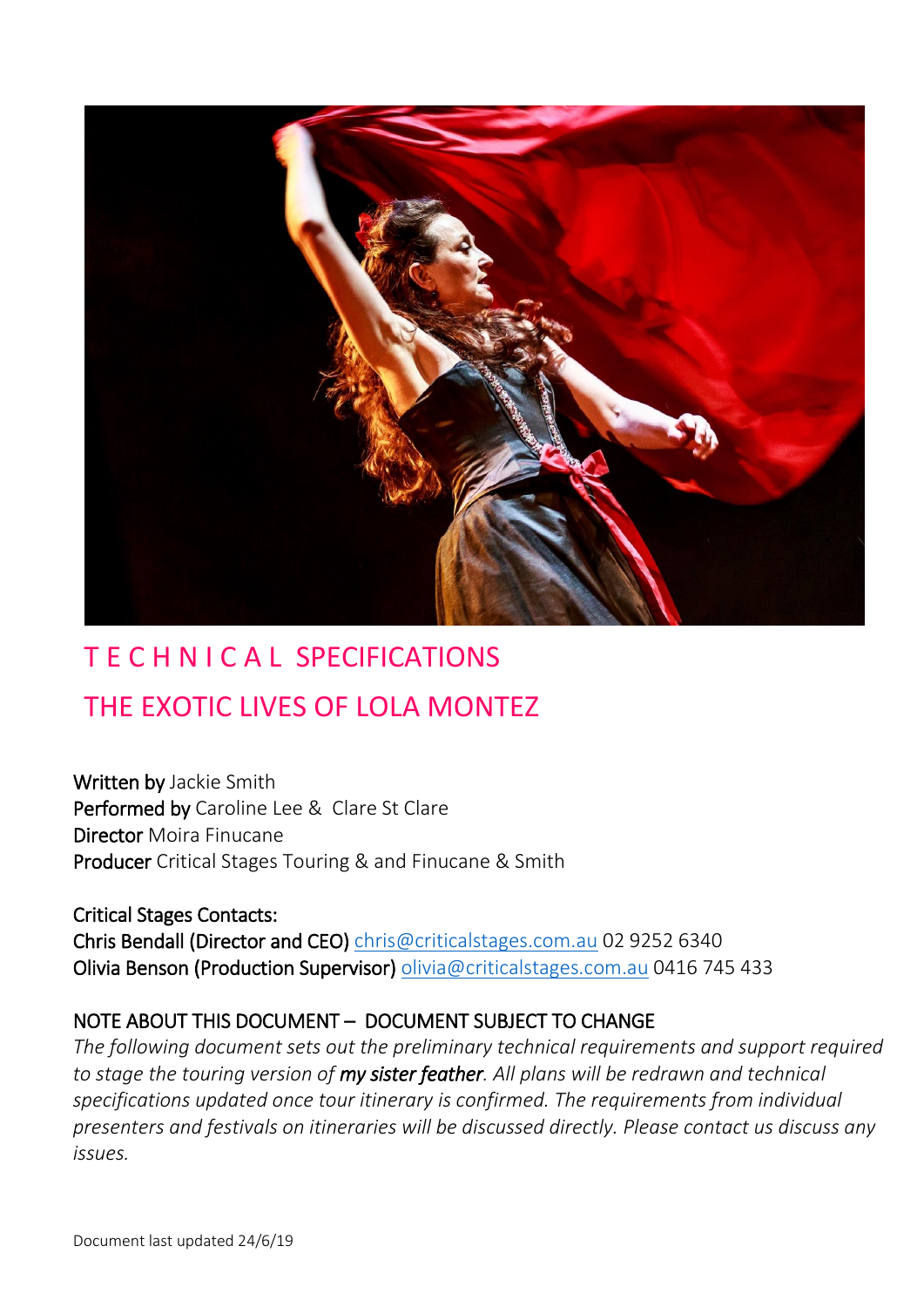# T E C H N I C A L SPECIFICATIONS

# THE EXOTIC LIVES OF LOLA MONTEZ

**Written by** Jackie Smith
**Performed by** Caroline Lee & Clare St Clare
**Director** Moira Finucane
**Producer** Critical Stages Touring & and Finucane & Smith

**Critical Stages Contacts:**
**Chris Bendall (Director and CEO)** chris@criticalstages.com.au 02 9252 6340
**Olivia Benson (Production Supervisor)** olivia@criticalstages.com.au 0416 745 433

## NOTE ABOUT THIS DOCUMENT – DOCUMENT SUBJECT TO CHANGE

*The following document sets out the preliminary technical requirements and support required to stage the touring version of **my sister feather**. All plans will be redrawn and technical specifications updated once tour itinerary is confirmed. The requirements from individual presenters and festivals on itineraries will be discussed directly. Please contact us discuss any issues.*

Document last updated 24/6/19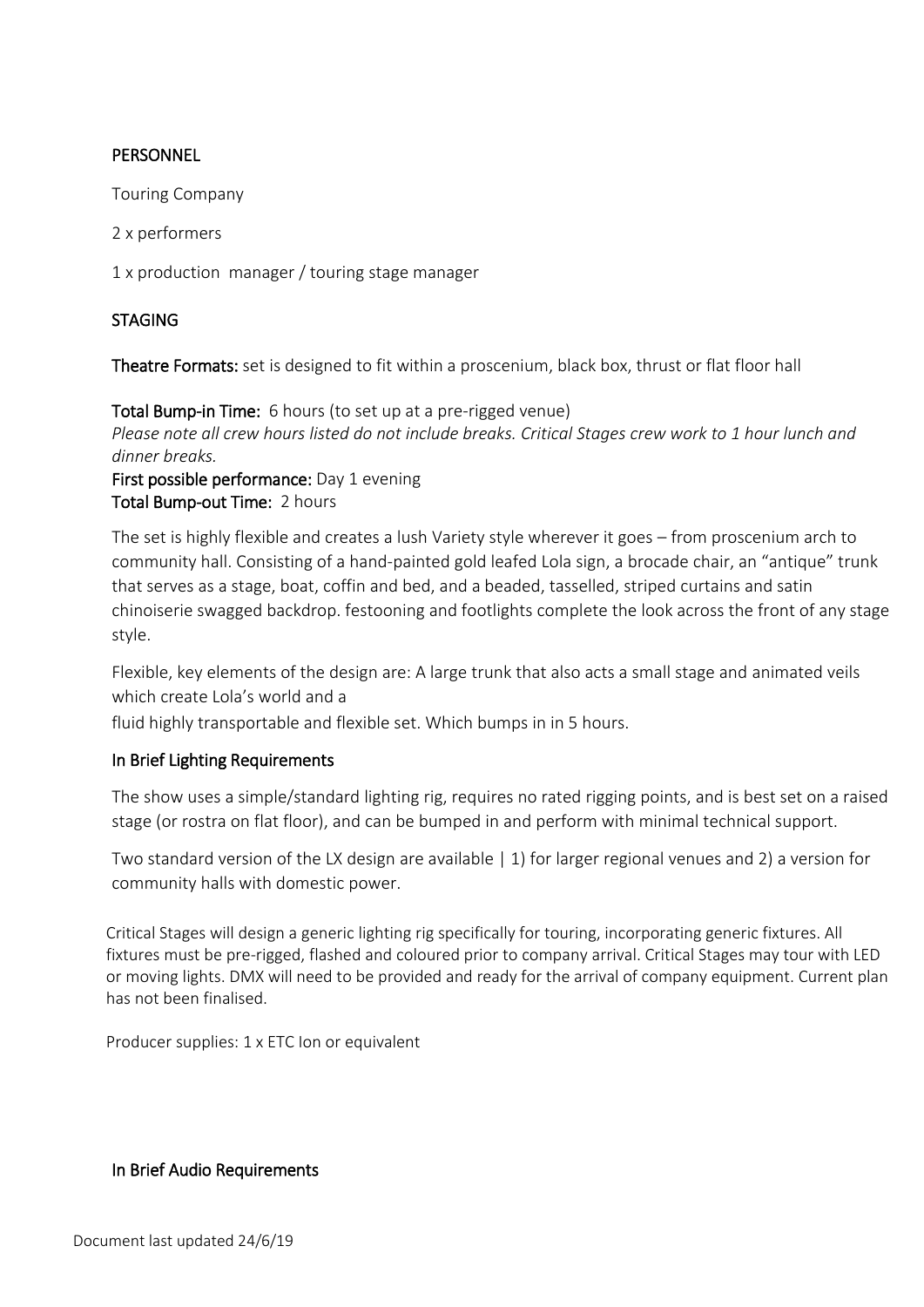## PERSONNEL

Touring Company

2 x performers

1 x production manager / touring stage manager

## STAGING

**Theatre Formats:** set is designed to fit within a proscenium, black box, thrust or flat floor hall

**Total Bump-in Time:** 6 hours (to set up at a pre-rigged venue)
*Please note all crew hours listed do not include breaks. Critical Stages crew work to 1 hour lunch and dinner breaks.*
**First possible performance:** Day 1 evening
**Total Bump-out Time:** 2 hours

The set is highly flexible and creates a lush Variety style wherever it goes – from proscenium arch to community hall. Consisting of a hand-painted gold leafed Lola sign, a brocade chair, an "antique" trunk that serves as a stage, boat, coffin and bed, and a beaded, tasselled, striped curtains and satin chinoiserie swagged backdrop. festooning and footlights complete the look across the front of any stage style.

Flexible, key elements of the design are: A large trunk that also acts a small stage and animated veils which create Lola's world and a

fluid highly transportable and flexible set. Which bumps in in 5 hours.

## In Brief Lighting Requirements

The show uses a simple/standard lighting rig, requires no rated rigging points, and is best set on a raised stage (or rostra on flat floor), and can be bumped in and perform with minimal technical support.

Two standard version of the LX design are available | 1) for larger regional venues and 2) a version for community halls with domestic power.

Critical Stages will design a generic lighting rig specifically for touring, incorporating generic fixtures. All fixtures must be pre-rigged, flashed and coloured prior to company arrival. Critical Stages may tour with LED or moving lights. DMX will need to be provided and ready for the arrival of company equipment. Current plan has not been finalised.

Producer supplies: 1 x ETC Ion or equivalent

## In Brief Audio Requirements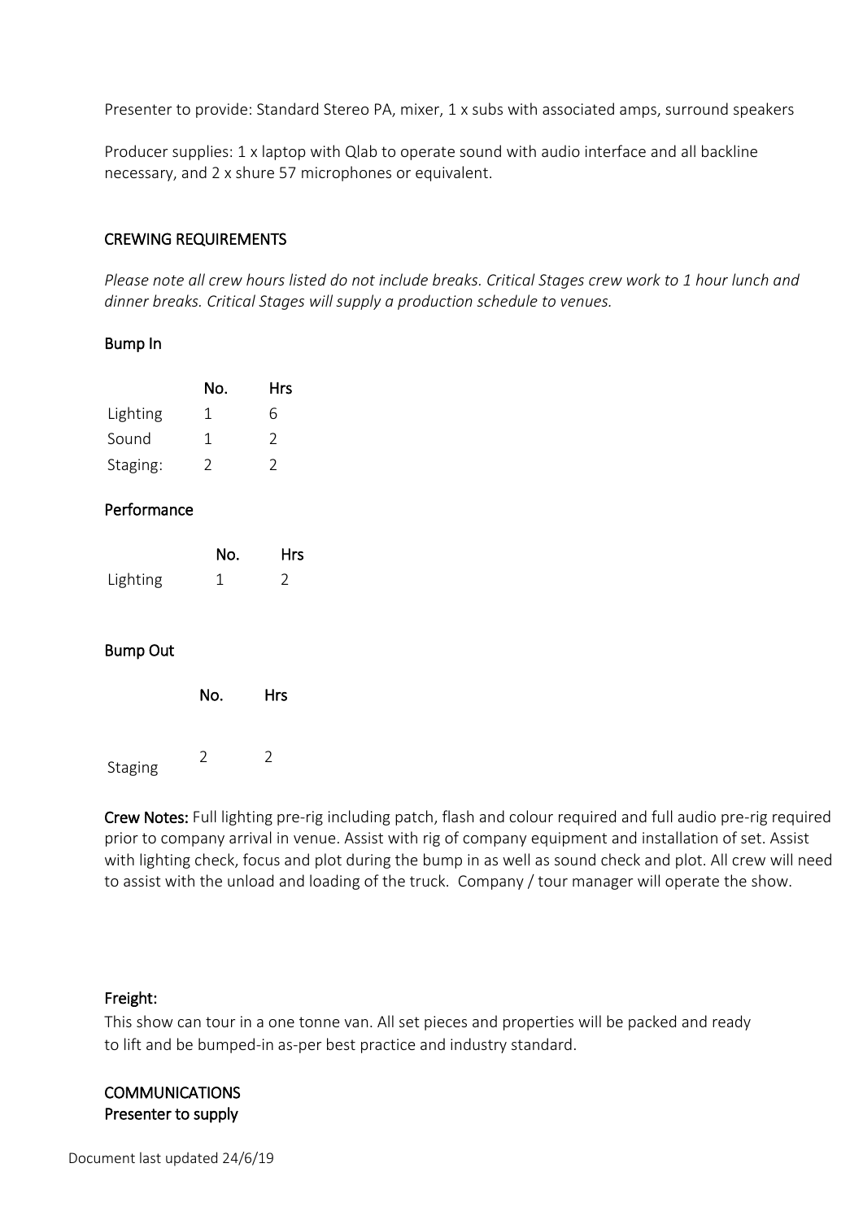Presenter to provide: Standard Stereo PA, mixer, 1 x subs with associated amps, surround speakers

Producer supplies: 1 x laptop with Qlab to operate sound with audio interface and all backline necessary, and 2 x shure 57 microphones or equivalent.

## CREWING REQUIREMENTS

*Please note all crew hours listed do not include breaks. Critical Stages crew work to 1 hour lunch and dinner breaks. Critical Stages will supply a production schedule to venues.*

### Bump In

| | No. | Hrs |
|---|---|---|
| Lighting | 1 | 6 |
| Sound | 1 | 2 |
| Staging: | 2 | 2 |

### Performance

| | No. | Hrs |
|---|---|---|
| Lighting | 1 | 2 |

### Bump Out

| | No. | Hrs |
|---|---|---|
| Staging | 2 | 2 |

**Crew Notes:** Full lighting pre-rig including patch, flash and colour required and full audio pre-rig required prior to company arrival in venue. Assist with rig of company equipment and installation of set. Assist with lighting check, focus and plot during the bump in as well as sound check and plot. All crew will need to assist with the unload and loading of the truck. Company / tour manager will operate the show.

### Freight:

This show can tour in a one tonne van. All set pieces and properties will be packed and ready to lift and be bumped-in as-per best practice and industry standard.

## COMMUNICATIONS

### Presenter to supply

Document last updated 24/6/19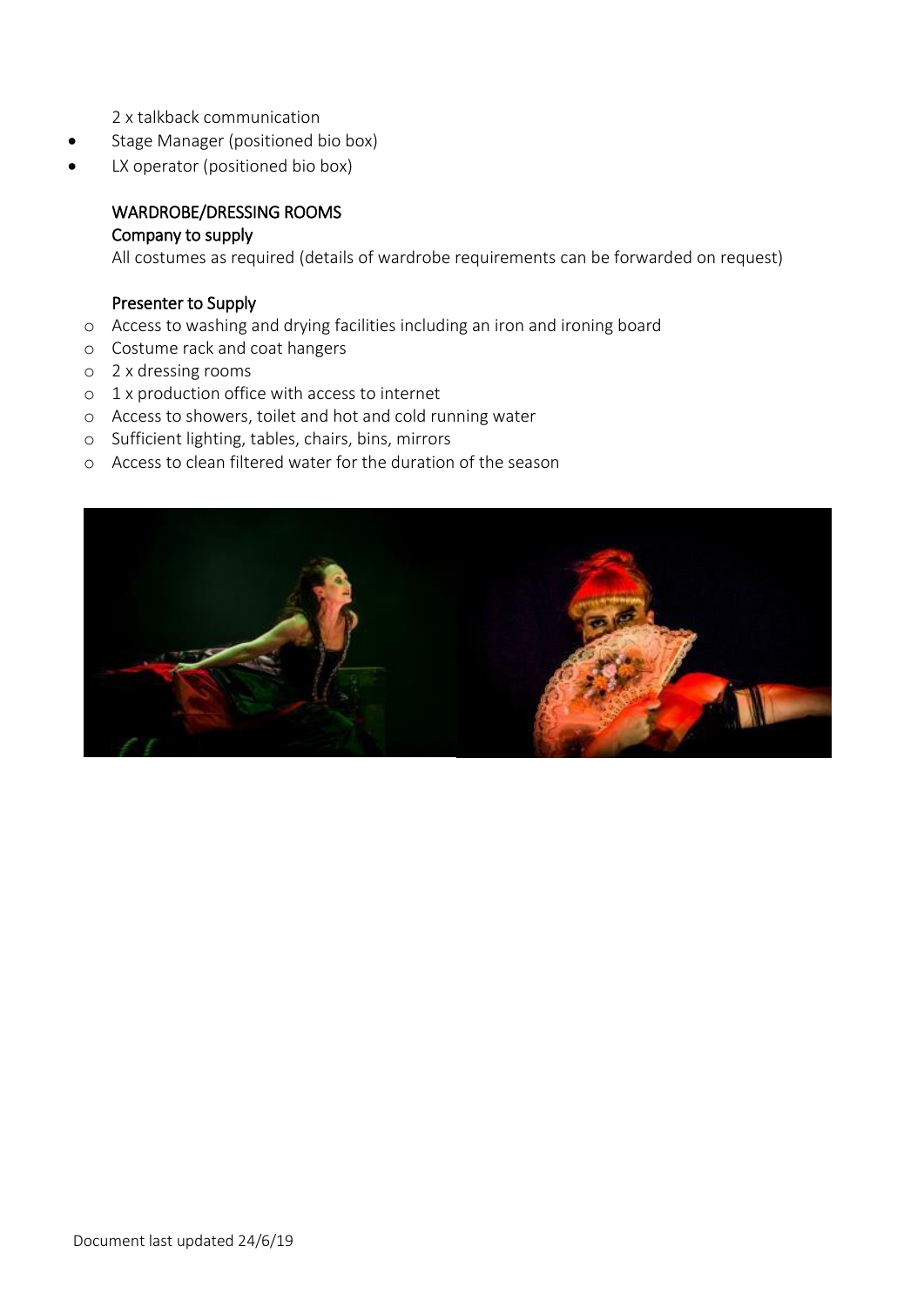2 x talkback communication

- Stage Manager (positioned bio box)
- LX operator (positioned bio box)

WARDROBE/DRESSING ROOMS

Company to supply

All costumes as required (details of wardrobe requirements can be forwarded on request)

Presenter to Supply

- Access to washing and drying facilities including an iron and ironing board
- Costume rack and coat hangers
- 2 x dressing rooms
- 1 x production office with access to internet
- Access to showers, toilet and hot and cold running water
- Sufficient lighting, tables, chairs, bins, mirrors
- Access to clean filtered water for the duration of the season

Document last updated 24/6/19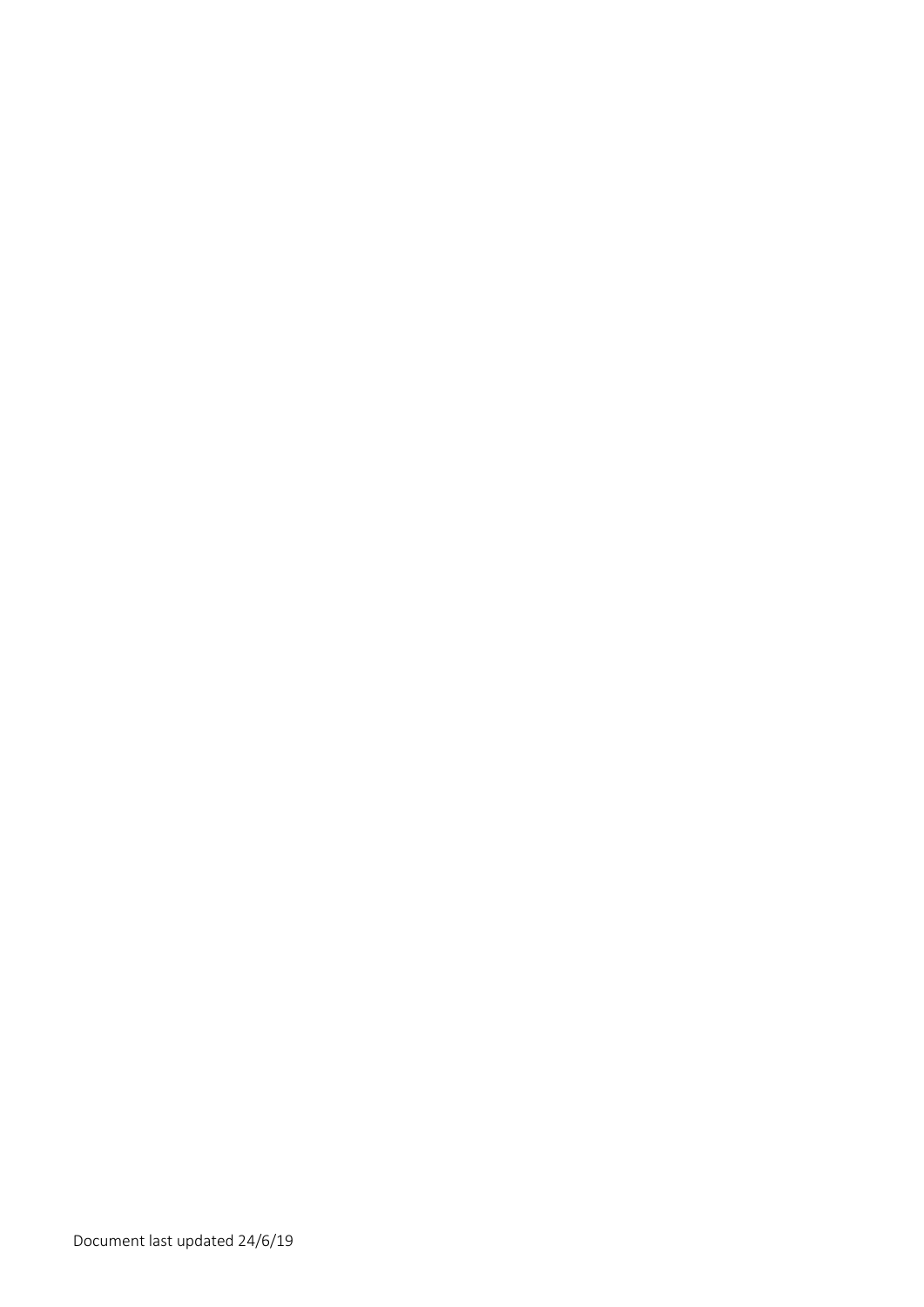Document last updated 24/6/19